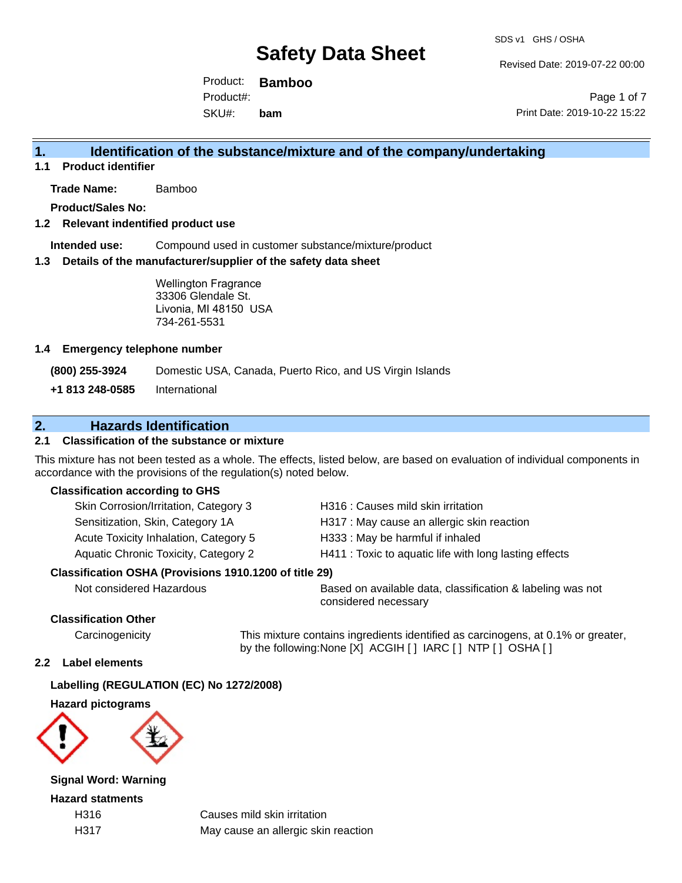# Safety Data Sheet

SDS v1 GHS / OSHA

Revised Date: 2019-07-22 00:00

Product: **Bamboo**

Product#:

SKU#: **bam**

Print Date: 2019-10-22 15:22

## 1. Identification of the substance/mixture and of the company/undertaking

### 1.1 Product identifier

**Trade Name:** Bamboo

**Product/Sales No:**

### 1.2 Relevant indentified product use

**Intended use:** Compound used in customer substance/mixture/product

### 1.3 Details of the manufacturer/supplier of the safety data sheet

Wellington Fragrance
33306 Glendale St.
Livonia, MI 48150 USA
734-261-5531

### 1.4 Emergency telephone number

**(800) 255-3924** Domestic USA, Canada, Puerto Rico, and US Virgin Islands

**+1 813 248-0585** International

## 2. Hazards Identification

### 2.1 Classification of the substance or mixture

This mixture has not been tested as a whole. The effects, listed below, are based on evaluation of individual components in accordance with the provisions of the regulation(s) noted below.

**Classification according to GHS**

| | |
|---|---|
| Skin Corrosion/Irritation, Category 3 | H316 : Causes mild skin irritation |
| Sensitization, Skin, Category 1A | H317 : May cause an allergic skin reaction |
| Acute Toxicity Inhalation, Category 5 | H333 : May be harmful if inhaled |
| Aquatic Chronic Toxicity, Category 2 | H411 : Toxic to aquatic life with long lasting effects |

**Classification OSHA (Provisions 1910.1200 of title 29)**

| | |
|---|---|
| Not considered Hazardous | Based on available data, classification & labeling was not considered necessary |

**Classification Other**

| | |
|---|---|
| Carcinogenicity | This mixture contains ingredients identified as carcinogens, at 0.1% or greater, by the following:None [X] ACGIH [ ] IARC [ ] NTP [ ] OSHA [ ] |

### 2.2 Label elements

**Labelling (REGULATION (EC) No 1272/2008)**

**Hazard pictograms**

**Signal Word: Warning**

**Hazard statments**

| | |
|---|---|
| H316 | Causes mild skin irritation |
| H317 | May cause an allergic skin reaction |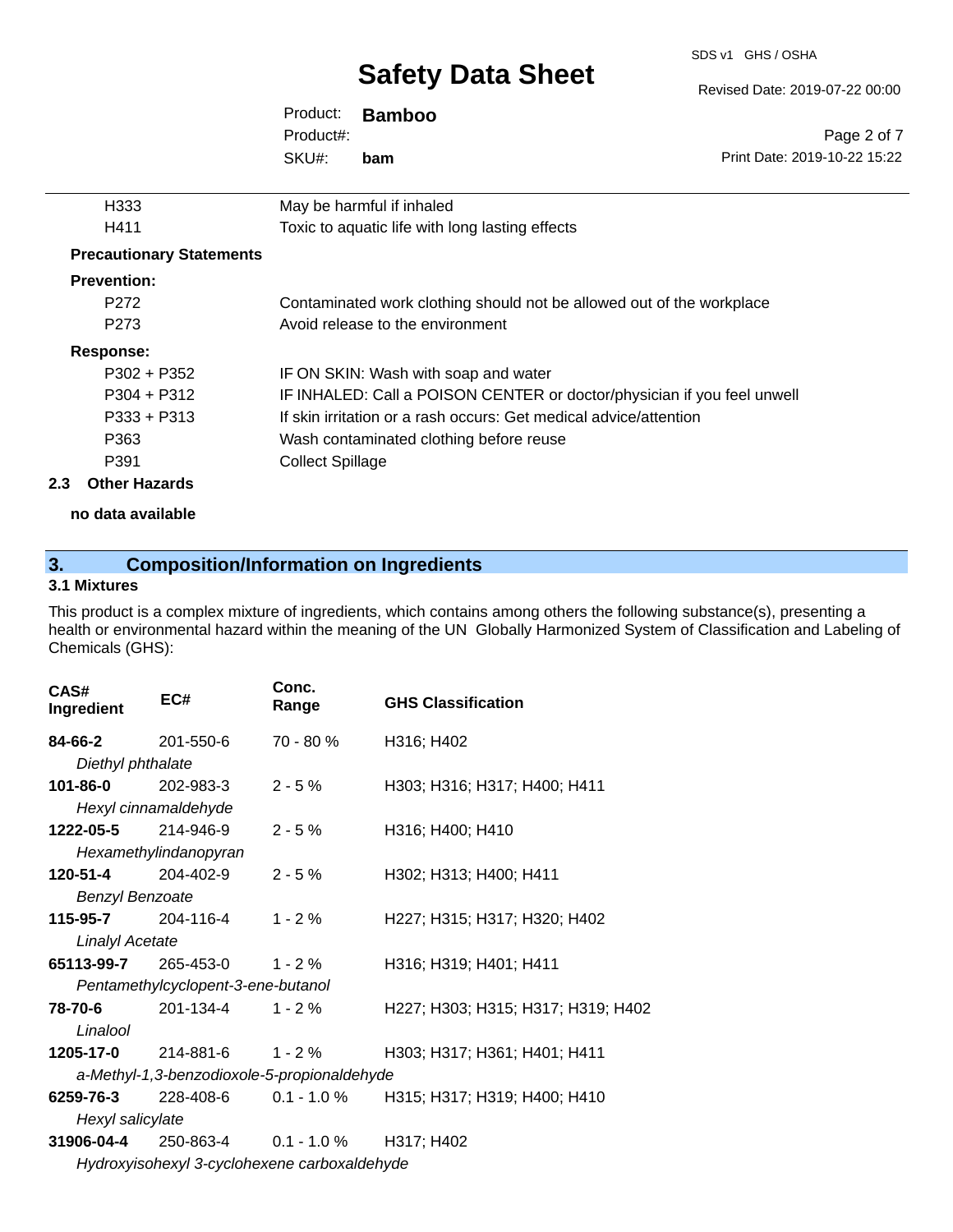| | |
|---|---|
| H333 | May be harmful if inhaled |
| H411 | Toxic to aquatic life with long lasting effects |

**Precautionary Statements**

**Prevention:**

| | |
|---|---|
| P272 | Contaminated work clothing should not be allowed out of the workplace |
| P273 | Avoid release to the environment |

**Response:**

| | |
|---|---|
| P302 + P352 | IF ON SKIN: Wash with soap and water |
| P304 + P312 | IF INHALED: Call a POISON CENTER or doctor/physician if you feel unwell |
| P333 + P313 | If skin irritation or a rash occurs: Get medical advice/attention |
| P363 | Wash contaminated clothing before reuse |
| P391 | Collect Spillage |

**2.3 Other Hazards**

**no data available**

## 3. Composition/Information on Ingredients

### 3.1 Mixtures

This product is a complex mixture of ingredients, which contains among others the following substance(s), presenting a health or environmental hazard within the meaning of the UN Globally Harmonized System of Classification and Labeling of Chemicals (GHS):

| CAS# Ingredient | EC# | Conc. Range | GHS Classification |
|---|---|---|---|
| **84-66-2** *Diethyl phthalate* | 201-550-6 | 70 - 80 % | H316; H402 |
| **101-86-0** *Hexyl cinnamaldehyde* | 202-983-3 | 2 - 5 % | H303; H316; H317; H400; H411 |
| **1222-05-5** *Hexamethylindanopyran* | 214-946-9 | 2 - 5 % | H316; H400; H410 |
| **120-51-4** *Benzyl Benzoate* | 204-402-9 | 2 - 5 % | H302; H313; H400; H411 |
| **115-95-7** *Linalyl Acetate* | 204-116-4 | 1 - 2 % | H227; H315; H317; H320; H402 |
| **65113-99-7** *Pentamethylcyclopent-3-ene-butanol* | 265-453-0 | 1 - 2 % | H316; H319; H401; H411 |
| **78-70-6** *Linalool* | 201-134-4 | 1 - 2 % | H227; H303; H315; H317; H319; H402 |
| **1205-17-0** *a-Methyl-1,3-benzodioxole-5-propionaldehyde* | 214-881-6 | 1 - 2 % | H303; H317; H361; H401; H411 |
| **6259-76-3** *Hexyl salicylate* | 228-408-6 | 0.1 - 1.0 % | H315; H317; H319; H400; H410 |
| **31906-04-4** *Hydroxyisohexyl 3-cyclohexene carboxaldehyde* | 250-863-4 | 0.1 - 1.0 % | H317; H402 |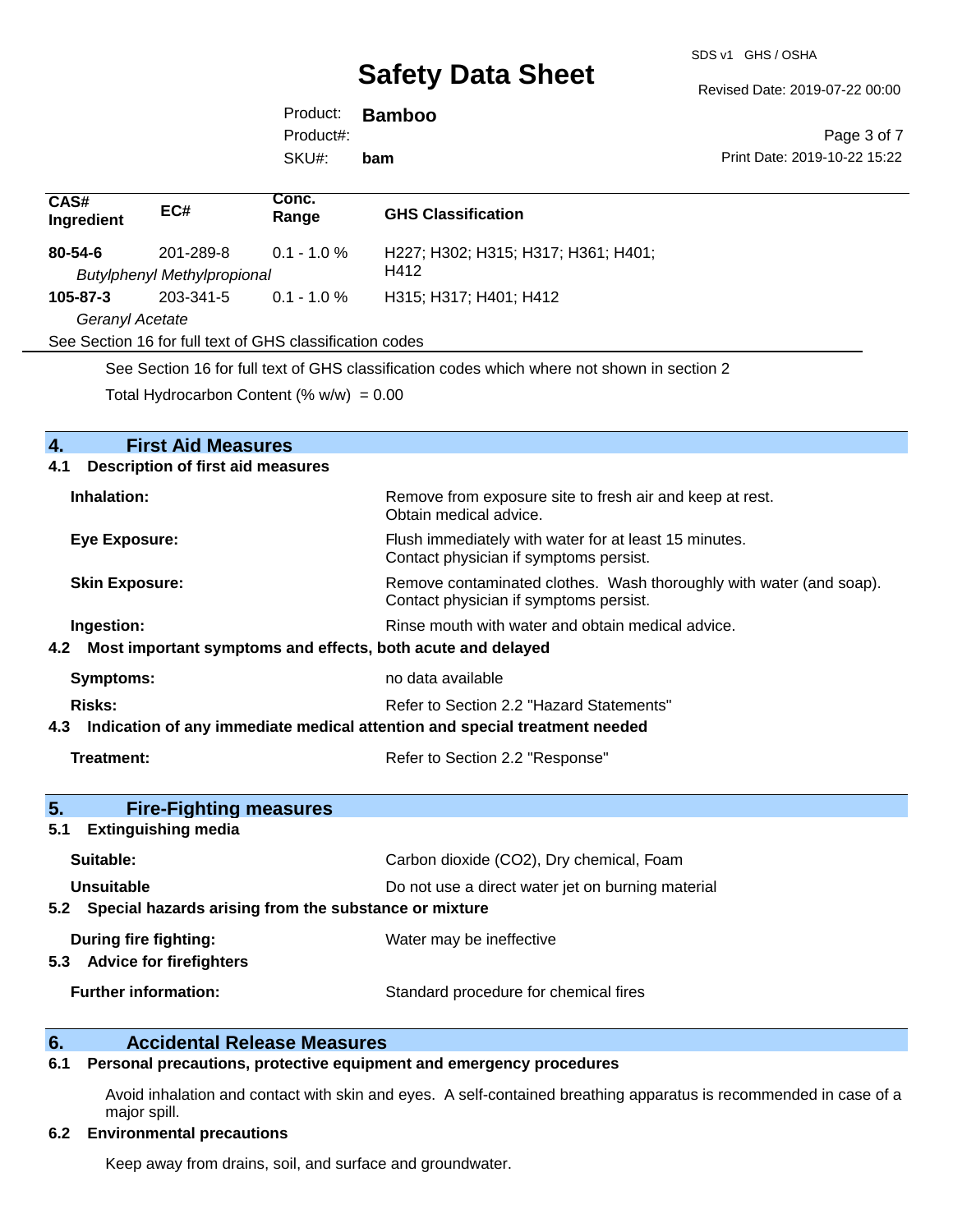| CAS# Ingredient | EC# | Conc. Range | GHS Classification |
|---|---|---|---|
| **80-54-6** *Butylphenyl Methylpropional* | 201-289-8 | 0.1 - 1.0 % | H227; H302; H315; H317; H361; H401; H412 |
| **105-87-3** *Geranyl Acetate* | 203-341-5 | 0.1 - 1.0 % | H315; H317; H401; H412 |

See Section 16 for full text of GHS classification codes

See Section 16 for full text of GHS classification codes which where not shown in section 2

Total Hydrocarbon Content (% w/w) = 0.00

## 4. First Aid Measures

### 4.1 Description of first aid measures

| | |
|---|---|
| **Inhalation:** | Remove from exposure site to fresh air and keep at rest. Obtain medical advice. |
| **Eye Exposure:** | Flush immediately with water for at least 15 minutes. Contact physician if symptoms persist. |
| **Skin Exposure:** | Remove contaminated clothes. Wash thoroughly with water (and soap). Contact physician if symptoms persist. |
| **Ingestion:** | Rinse mouth with water and obtain medical advice. |

### 4.2 Most important symptoms and effects, both acute and delayed

| | |
|---|---|
| **Symptoms:** | no data available |
| **Risks:** | Refer to Section 2.2 "Hazard Statements" |

### 4.3 Indication of any immediate medical attention and special treatment needed

| | |
|---|---|
| **Treatment:** | Refer to Section 2.2 "Response" |

## 5. Fire-Fighting measures

### 5.1 Extinguishing media

| | |
|---|---|
| **Suitable:** | Carbon dioxide ($CO_2$), Dry chemical, Foam |
| **Unsuitable** | Do not use a direct water jet on burning material |

### 5.2 Special hazards arising from the substance or mixture

| | |
|---|---|
| **During fire fighting:** | Water may be ineffective |

### 5.3 Advice for firefighters

| | |
|---|---|
| **Further information:** | Standard procedure for chemical fires |

## 6. Accidental Release Measures

### 6.1 Personal precautions, protective equipment and emergency procedures

Avoid inhalation and contact with skin and eyes. A self-contained breathing apparatus is recommended in case of a major spill.

### 6.2 Environmental precautions

Keep away from drains, soil, and surface and groundwater.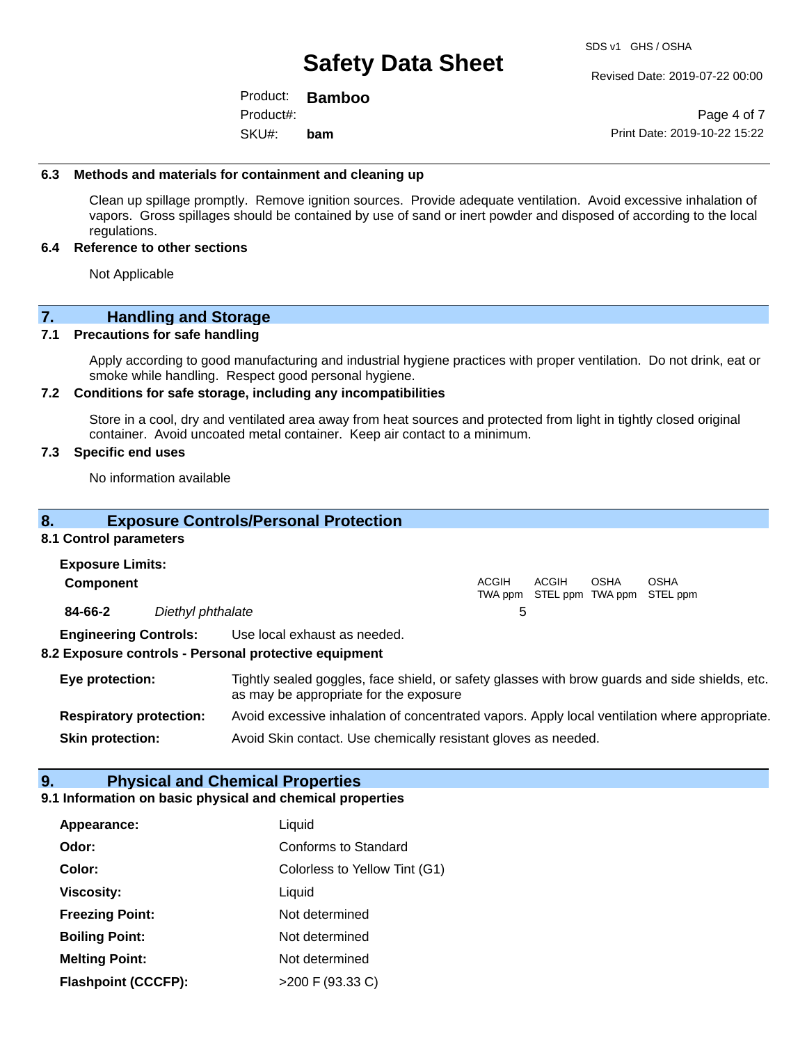### 6.3 Methods and materials for containment and cleaning up

Clean up spillage promptly. Remove ignition sources. Provide adequate ventilation. Avoid excessive inhalation of vapors. Gross spillages should be contained by use of sand or inert powder and disposed of according to the local regulations.

### 6.4 Reference to other sections

Not Applicable

## 7. Handling and Storage

### 7.1 Precautions for safe handling

Apply according to good manufacturing and industrial hygiene practices with proper ventilation. Do not drink, eat or smoke while handling. Respect good personal hygiene.

### 7.2 Conditions for safe storage, including any incompatibilities

Store in a cool, dry and ventilated area away from heat sources and protected from light in tightly closed original container. Avoid uncoated metal container. Keep air contact to a minimum.

### 7.3 Specific end uses

No information available

## 8. Exposure Controls/Personal Protection

### 8.1 Control parameters

**Exposure Limits:**

| Component | | ACGIH TWA ppm | ACGIH STEL ppm | OSHA TWA ppm | OSHA STEL ppm |
|---|---|---|---|---|---|
| 84-66-2 | *Diethyl phthalate* | 5 | | | |

**Engineering Controls:** Use local exhaust as needed.

### 8.2 Exposure controls - Personal protective equipment

**Eye protection:** Tightly sealed goggles, face shield, or safety glasses with brow guards and side shields, etc. as may be appropriate for the exposure

**Respiratory protection:** Avoid excessive inhalation of concentrated vapors. Apply local ventilation where appropriate.

**Skin protection:** Avoid Skin contact. Use chemically resistant gloves as needed.

## 9. Physical and Chemical Properties

### 9.1 Information on basic physical and chemical properties

| | |
|---|---|
| **Appearance:** | Liquid |
| **Odor:** | Conforms to Standard |
| **Color:** | Colorless to Yellow Tint (G1) |
| **Viscosity:** | Liquid |
| **Freezing Point:** | Not determined |
| **Boiling Point:** | Not determined |
| **Melting Point:** | Not determined |
| **Flashpoint (CCCFP):** | >200 F (93.33 C) |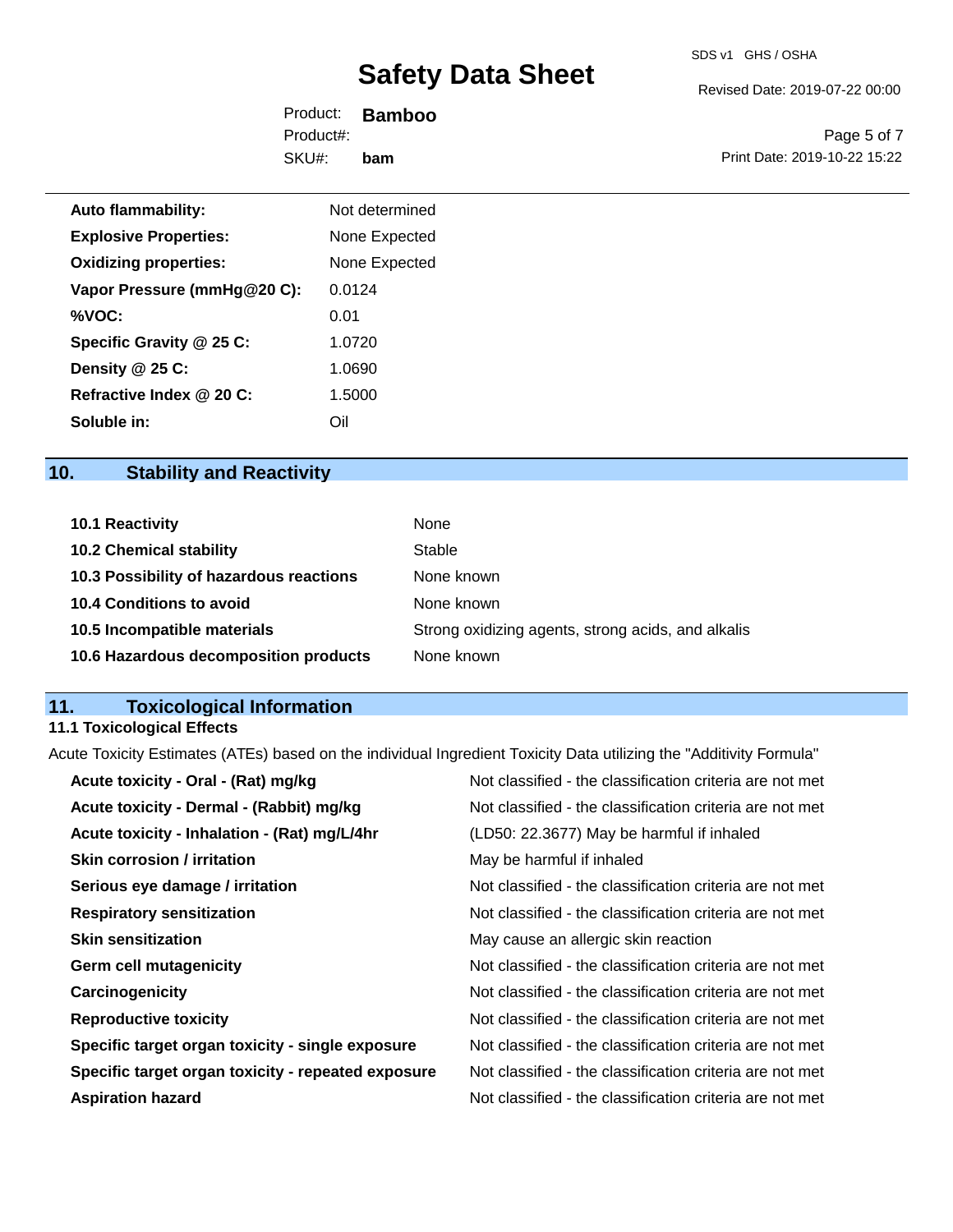| | |
|---|---|
| **Auto flammability:** | Not determined |
| **Explosive Properties:** | None Expected |
| **Oxidizing properties:** | None Expected |
| **Vapor Pressure (mmHg@20 C):** | 0.0124 |
| **%VOC:** | 0.01 |
| **Specific Gravity @ 25 C:** | 1.0720 |
| **Density @ 25 C:** | 1.0690 |
| **Refractive Index @ 20 C:** | 1.5000 |
| **Soluble in:** | Oil |

## 10. Stability and Reactivity

| | |
|---|---|
| **10.1 Reactivity** | None |
| **10.2 Chemical stability** | Stable |
| **10.3 Possibility of hazardous reactions** | None known |
| **10.4 Conditions to avoid** | None known |
| **10.5 Incompatible materials** | Strong oxidizing agents, strong acids, and alkalis |
| **10.6 Hazardous decomposition products** | None known |

## 11. Toxicological Information

### 11.1 Toxicological Effects

Acute Toxicity Estimates (ATEs) based on the individual Ingredient Toxicity Data utilizing the "Additivity Formula"

| | |
|---|---|
| **Acute toxicity - Oral - (Rat) mg/kg** | Not classified - the classification criteria are not met |
| **Acute toxicity - Dermal - (Rabbit) mg/kg** | Not classified - the classification criteria are not met |
| **Acute toxicity - Inhalation - (Rat) mg/L/4hr** | (LD50: 22.3677) May be harmful if inhaled |
| **Skin corrosion / irritation** | May be harmful if inhaled |
| **Serious eye damage / irritation** | Not classified - the classification criteria are not met |
| **Respiratory sensitization** | Not classified - the classification criteria are not met |
| **Skin sensitization** | May cause an allergic skin reaction |
| **Germ cell mutagenicity** | Not classified - the classification criteria are not met |
| **Carcinogenicity** | Not classified - the classification criteria are not met |
| **Reproductive toxicity** | Not classified - the classification criteria are not met |
| **Specific target organ toxicity - single exposure** | Not classified - the classification criteria are not met |
| **Specific target organ toxicity - repeated exposure** | Not classified - the classification criteria are not met |
| **Aspiration hazard** | Not classified - the classification criteria are not met |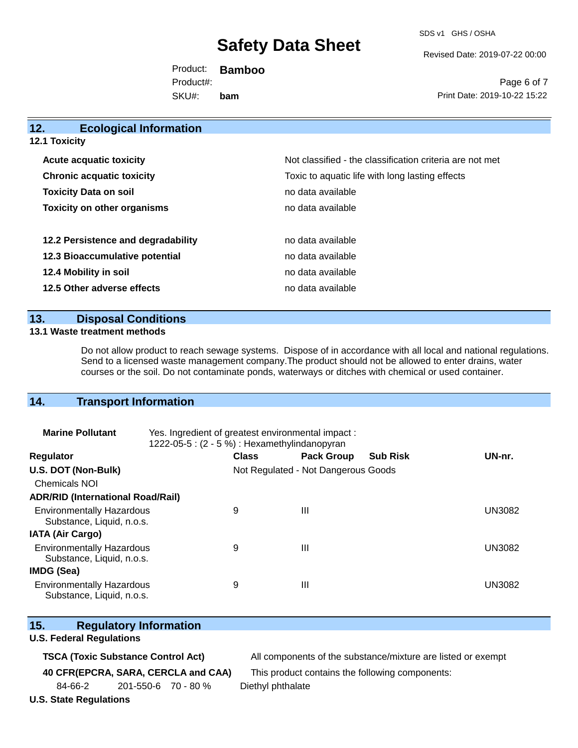## 12. Ecological Information

### 12.1 Toxicity

| | |
|---|---|
| **Acute acquatic toxicity** | Not classified - the classification criteria are not met |
| **Chronic acquatic toxicity** | Toxic to aquatic life with long lasting effects |
| **Toxicity Data on soil** | no data available |
| **Toxicity on other organisms** | no data available |
| **12.2 Persistence and degradability** | no data available |
| **12.3 Bioaccumulative potential** | no data available |
| **12.4 Mobility in soil** | no data available |
| **12.5 Other adverse effects** | no data available |

## 13. Disposal Conditions

### 13.1 Waste treatment methods

Do not allow product to reach sewage systems. Dispose of in accordance with all local and national regulations. Send to a licensed waste management company.The product should not be allowed to enter drains, water courses or the soil. Do not contaminate ponds, waterways or ditches with chemical or used container.

## 14. Transport Information

**Marine Pollutant** Yes. Ingredient of greatest environmental impact : 1222-05-5 : (2 - 5 %) : Hexamethylindanopyran

| Regulator | Class | Pack Group | Sub Risk | UN-nr. |
|---|---|---|---|---|
| **U.S. DOT (Non-Bulk)** | Not Regulated - Not Dangerous Goods | | | |
| Chemicals NOI | | | | |
| **ADR/RID (International Road/Rail)** | | | | |
| Environmentally Hazardous Substance, Liquid, n.o.s. | 9 | III | | UN3082 |
| **IATA (Air Cargo)** | | | | |
| Environmentally Hazardous Substance, Liquid, n.o.s. | 9 | III | | UN3082 |
| **IMDG (Sea)** | | | | |
| Environmentally Hazardous Substance, Liquid, n.o.s. | 9 | III | | UN3082 |

## 15. Regulatory Information

### U.S. Federal Regulations

**TSCA (Toxic Substance Control Act)** All components of the substance/mixture are listed or exempt

**40 CFR(EPCRA, SARA, CERCLA and CAA)** This product contains the following components:

| | | | |
|---|---|---|---|
| 84-66-2 | 201-550-6 | 70 - 80 % | Diethyl phthalate |

### U.S. State Regulations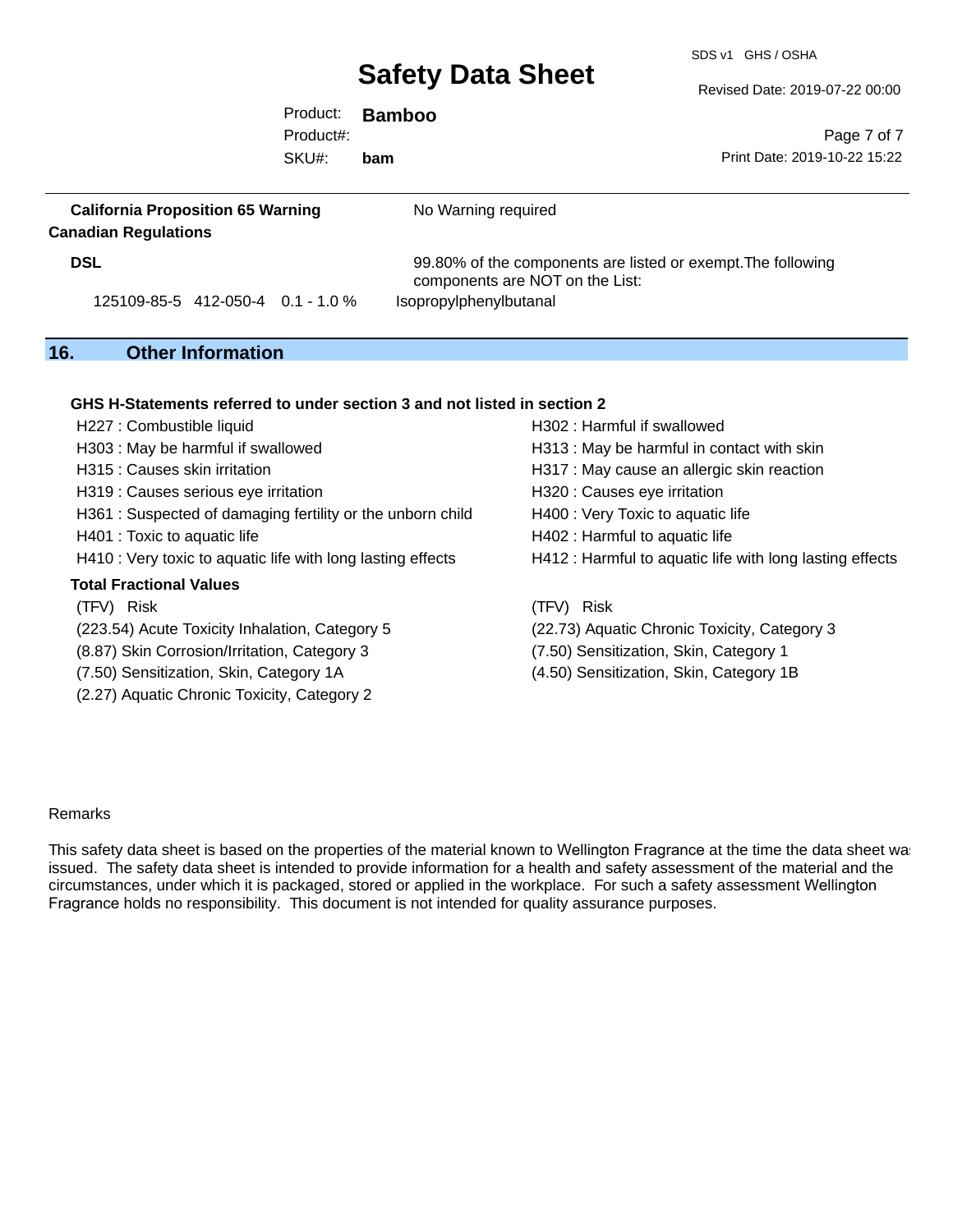**California Proposition 65 Warning** No Warning required

**Canadian Regulations**

**DSL** 99.80% of the components are listed or exempt.The following components are NOT on the List:

| | | | |
|---|---|---|---|
| 125109-85-5 | 412-050-4 | 0.1 - 1.0 % | Isopropylphenylbutanal |

## 16. Other Information

**GHS H-Statements referred to under section 3 and not listed in section 2**

H227 : Combustible liquid
H302 : Harmful if swallowed
H303 : May be harmful if swallowed
H313 : May be harmful in contact with skin
H315 : Causes skin irritation
H317 : May cause an allergic skin reaction
H319 : Causes serious eye irritation
H320 : Causes eye irritation
H361 : Suspected of damaging fertility or the unborn child
H400 : Very Toxic to aquatic life
H401 : Toxic to aquatic life
H402 : Harmful to aquatic life
H410 : Very toxic to aquatic life with long lasting effects
H412 : Harmful to aquatic life with long lasting effects

**Total Fractional Values**

| (TFV) Risk | (TFV) Risk |
|---|---|
| (223.54) Acute Toxicity Inhalation, Category 5 | (22.73) Aquatic Chronic Toxicity, Category 3 |
| (8.87) Skin Corrosion/Irritation, Category 3 | (7.50) Sensitization, Skin, Category 1 |
| (7.50) Sensitization, Skin, Category 1A | (4.50) Sensitization, Skin, Category 1B |
| (2.27) Aquatic Chronic Toxicity, Category 2 | |

Remarks

This safety data sheet is based on the properties of the material known to Wellington Fragrance at the time the data sheet was issued. The safety data sheet is intended to provide information for a health and safety assessment of the material and the circumstances, under which it is packaged, stored or applied in the workplace. For such a safety assessment Wellington Fragrance holds no responsibility. This document is not intended for quality assurance purposes.